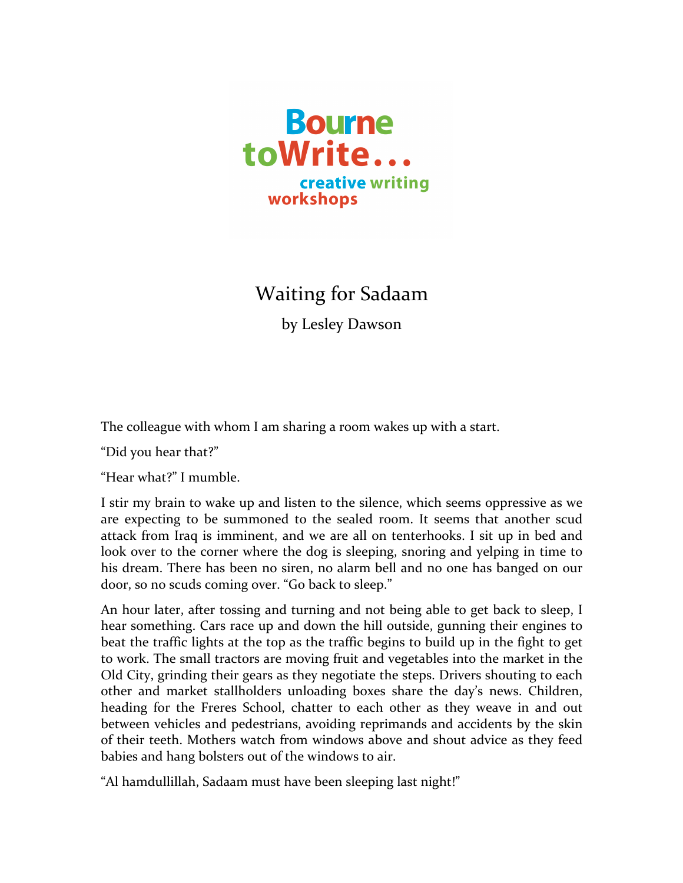Bourne toWrite... creative writing workshops

# Waiting for Sadaam

by Lesley Dawson

The colleague with whom I am sharing a room wakes up with a start.

"Did you hear that?"

"Hear what?" I mumble.

I stir my brain to wake up and listen to the silence, which seems oppressive as we are expecting to be summoned to the sealed room. It seems that another scud attack from Iraq is imminent, and we are all on tenterhooks. I sit up in bed and look over to the corner where the dog is sleeping, snoring and yelping in time to his dream. There has been no siren, no alarm bell and no one has banged on our door, so no scuds coming over. "Go back to sleep."

An hour later, after tossing and turning and not being able to get back to sleep, I hear something. Cars race up and down the hill outside, gunning their engines to beat the traffic lights at the top as the traffic begins to build up in the fight to get to work. The small tractors are moving fruit and vegetables into the market in the Old City, grinding their gears as they negotiate the steps. Drivers shouting to each other and market stallholders unloading boxes share the day's news. Children, heading for the Freres School, chatter to each other as they weave in and out between vehicles and pedestrians, avoiding reprimands and accidents by the skin of their teeth. Mothers watch from windows above and shout advice as they feed babies and hang bolsters out of the windows to air.

"Al hamdullillah, Sadaam must have been sleeping last night!"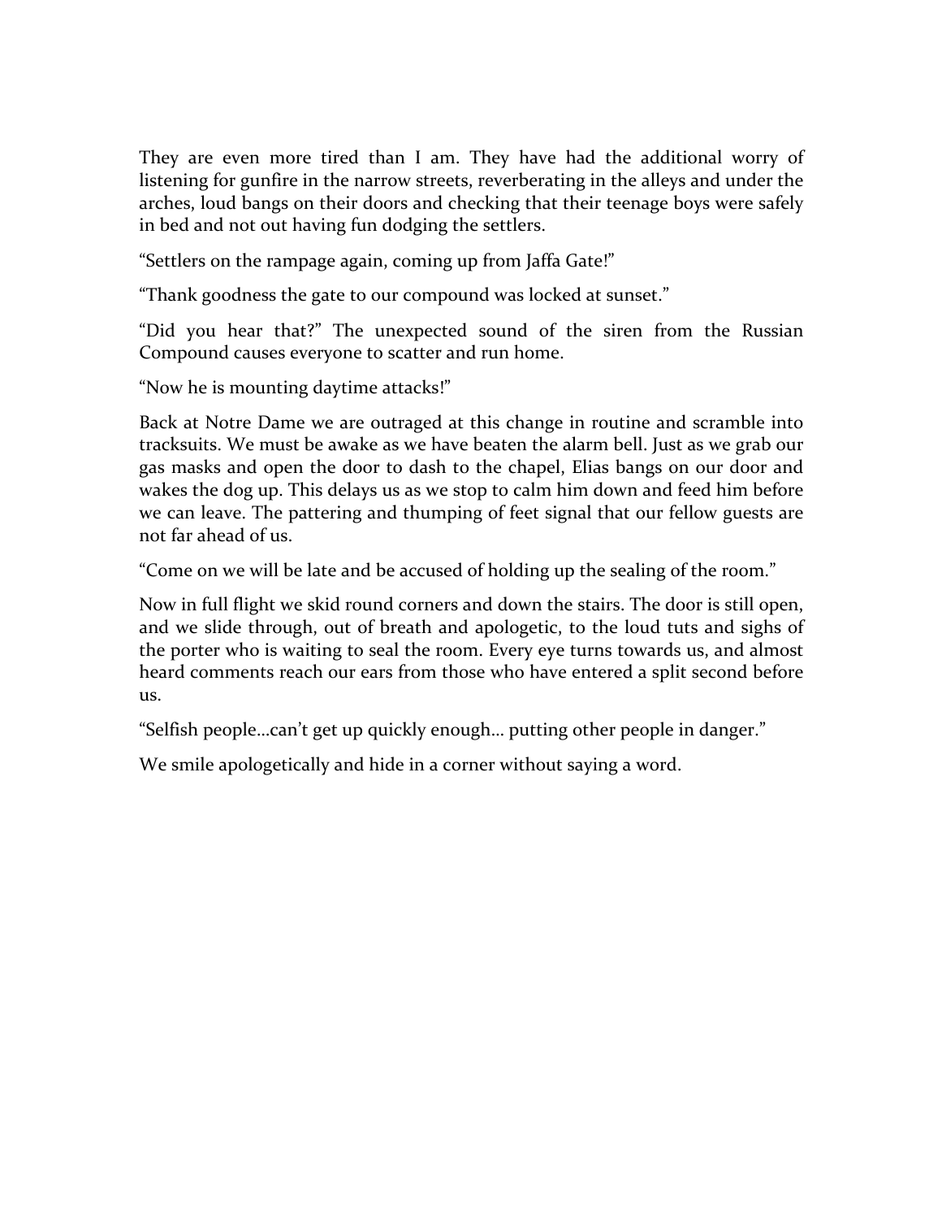They are even more tired than I am. They have had the additional worry of listening for gunfire in the narrow streets, reverberating in the alleys and under the arches, loud bangs on their doors and checking that their teenage boys were safely in bed and not out having fun dodging the settlers.

"Settlers on the rampage again, coming up from Jaffa Gate!"

"Thank goodness the gate to our compound was locked at sunset."

"Did you hear that?" The unexpected sound of the siren from the Russian Compound causes everyone to scatter and run home.

"Now he is mounting daytime attacks!"

Back at Notre Dame we are outraged at this change in routine and scramble into tracksuits. We must be awake as we have beaten the alarm bell. Just as we grab our gas masks and open the door to dash to the chapel, Elias bangs on our door and wakes the dog up. This delays us as we stop to calm him down and feed him before we can leave. The pattering and thumping of feet signal that our fellow guests are not far ahead of us.

"Come on we will be late and be accused of holding up the sealing of the room."

Now in full flight we skid round corners and down the stairs. The door is still open, and we slide through, out of breath and apologetic, to the loud tuts and sighs of the porter who is waiting to seal the room. Every eye turns towards us, and almost heard comments reach our ears from those who have entered a split second before us.

"Selfish people…can't get up quickly enough… putting other people in danger."

We smile apologetically and hide in a corner without saying a word.